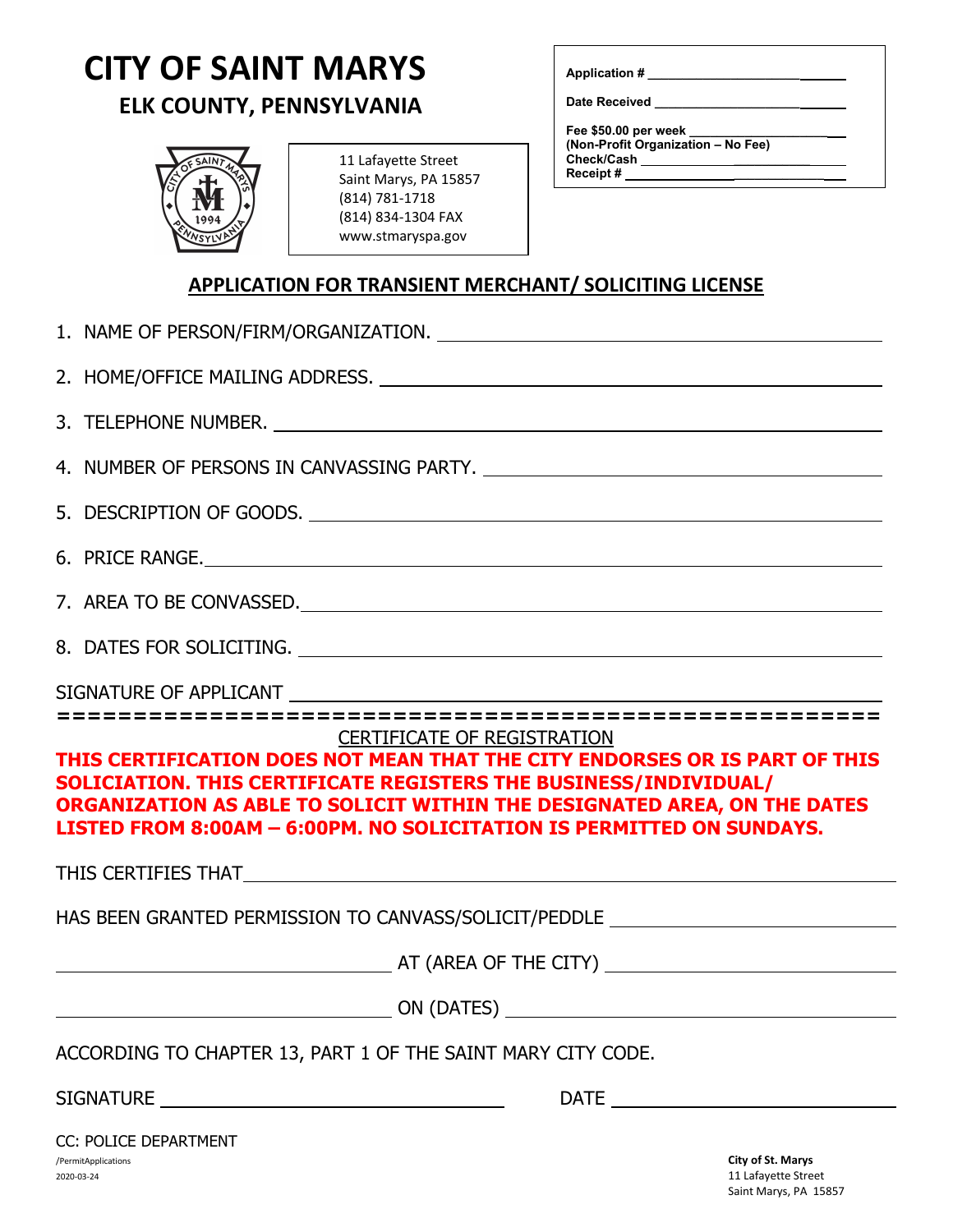# CITY OF SAINT MARYS

## ELK COUNTY, PENNSYLVANIA

11 Lafayette Street
Saint Marys, PA 15857
(814) 781-1718
(814) 834-1304 FAX
www.stmaryspa.gov

**Application #** ____________________

**Date Received** ____________________

**Fee $50.00 per week** ____________________
**(Non-Profit Organization – No Fee)**
**Check/Cash** ____________________
**Receipt #** ____________________

## APPLICATION FOR TRANSIENT MERCHANT/ SOLICITING LICENSE

1. NAME OF PERSON/FIRM/ORGANIZATION. ____________________
2. HOME/OFFICE MAILING ADDRESS. ____________________
3. TELEPHONE NUMBER. ____________________
4. NUMBER OF PERSONS IN CANVASSING PARTY. ____________________
5. DESCRIPTION OF GOODS. ____________________
6. PRICE RANGE. ____________________
7. AREA TO BE CONVASSED. ____________________
8. DATES FOR SOLICITING. ____________________

SIGNATURE OF APPLICANT ____________________

==================================================

CERTIFICATE OF REGISTRATION

**THIS CERTIFICATION DOES NOT MEAN THAT THE CITY ENDORSES OR IS PART OF THIS SOLICIATION. THIS CERTIFICATE REGISTERS THE BUSINESS/INDIVIDUAL/ ORGANIZATION AS ABLE TO SOLICIT WITHIN THE DESIGNATED AREA, ON THE DATES LISTED FROM 8:00AM – 6:00PM. NO SOLICITATION IS PERMITTED ON SUNDAYS.**

THIS CERTIFIES THAT ____________________

HAS BEEN GRANTED PERMISSION TO CANVASS/SOLICIT/PEDDLE ____________________

____________________ AT (AREA OF THE CITY) ____________________

____________________ ON (DATES) ____________________

ACCORDING TO CHAPTER 13, PART 1 OF THE SAINT MARY CITY CODE.

SIGNATURE ____________________ DATE ____________________

CC: POLICE DEPARTMENT

/PermitApplications
2020-03-24

**City of St. Marys**
11 Lafayette Street
Saint Marys, PA 15857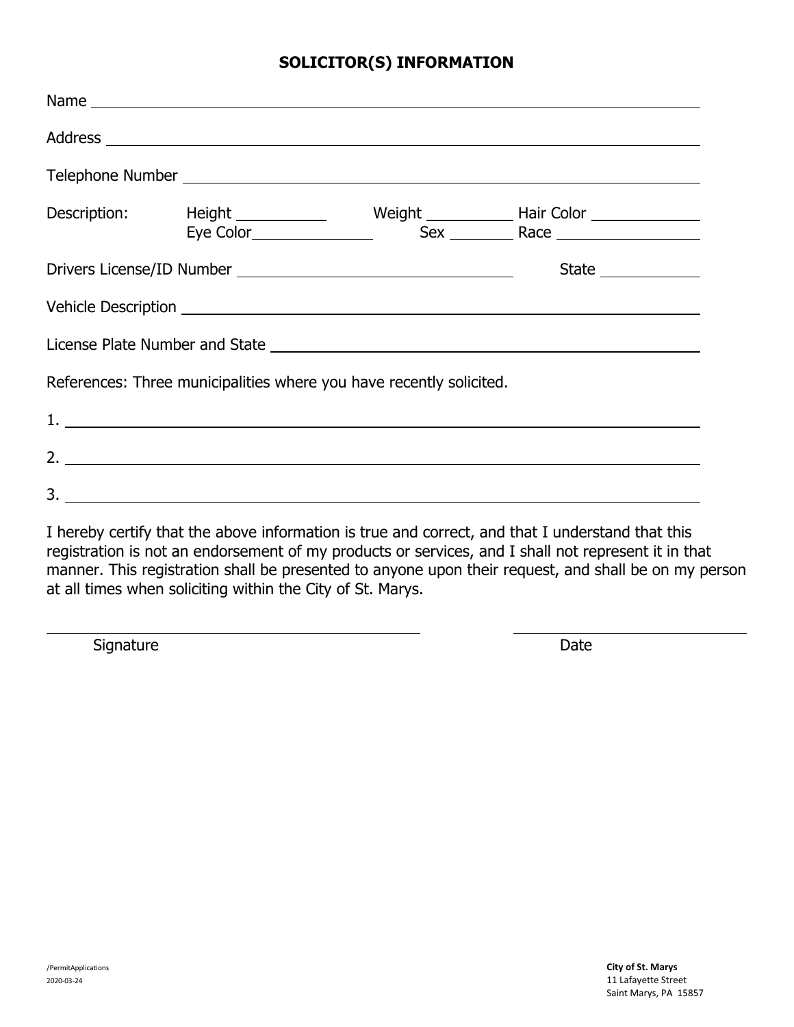## SOLICITOR(S) INFORMATION

Name ________________________________________________

Address ________________________________________________

Telephone Number ________________________________________________

Description: Height __________ Weight __________ Hair Color __________
Eye Color __________ Sex __________ Race __________

Drivers License/ID Number ______________________ State __________

Vehicle Description ________________________________________________

License Plate Number and State ________________________________________________

References: Three municipalities where you have recently solicited.

1. ________________________________________________

2. ________________________________________________

3. ________________________________________________

I hereby certify that the above information is true and correct, and that I understand that this registration is not an endorsement of my products or services, and I shall not represent it in that manner. This registration shall be presented to anyone upon their request, and shall be on my person at all times when soliciting within the City of St. Marys.

______________________________ ______________________________
Signature Date

/PermitApplications
2020-03-24

**City of St. Marys**
11 Lafayette Street
Saint Marys, PA 15857